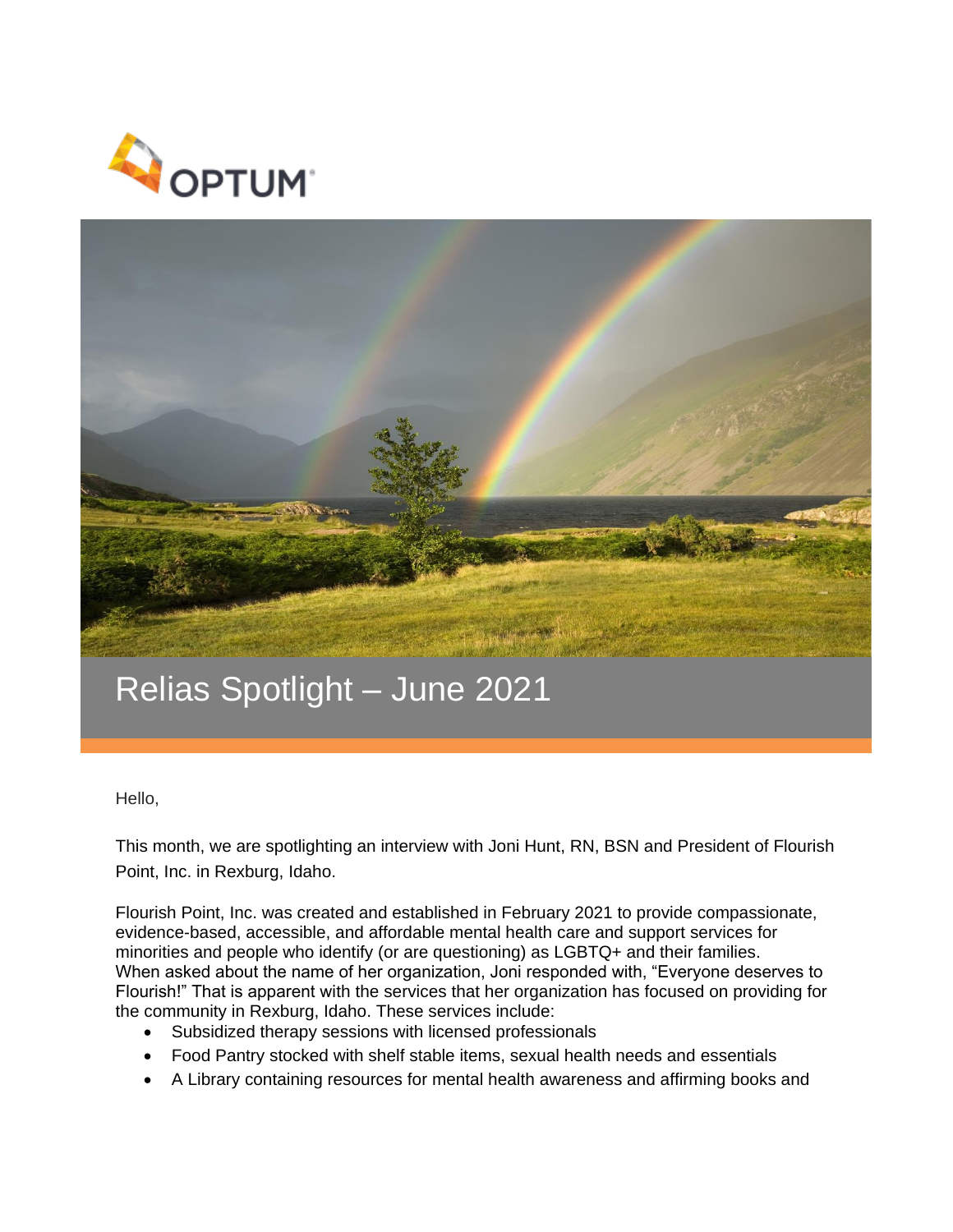# Relias Spotlight – June 2021

Hello,

This month, we are spotlighting an interview with Joni Hunt, RN, BSN and President of Flourish Point, Inc. in Rexburg, Idaho.

Flourish Point, Inc. was created and established in February 2021 to provide compassionate, evidence-based, accessible, and affordable mental health care and support services for minorities and people who identify (or are questioning) as LGBTQ+ and their families. When asked about the name of her organization, Joni responded with, "Everyone deserves to Flourish!" That is apparent with the services that her organization has focused on providing for the community in Rexburg, Idaho. These services include:

- Subsidized therapy sessions with licensed professionals
- Food Pantry stocked with shelf stable items, sexual health needs and essentials
- A Library containing resources for mental health awareness and affirming books and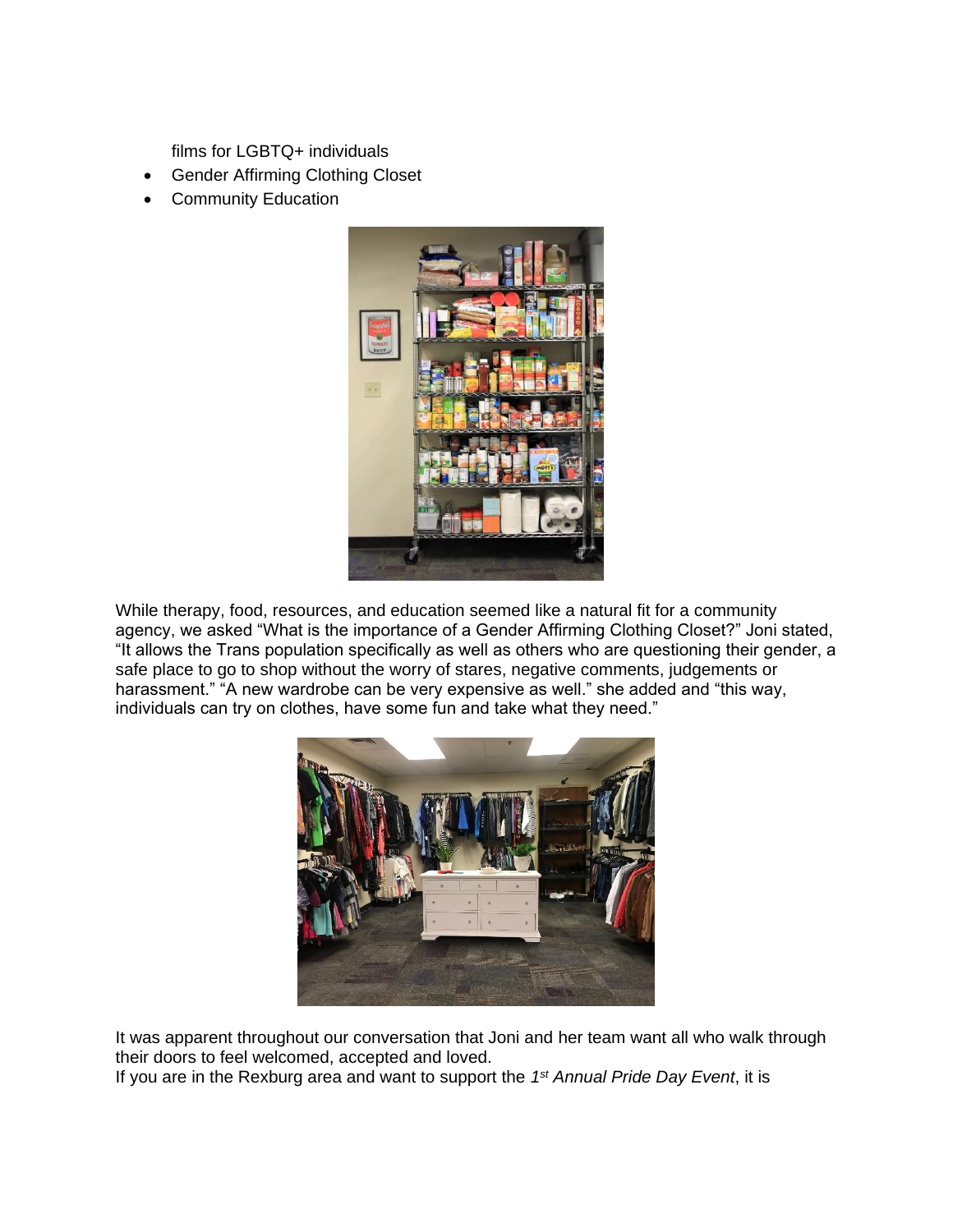films for LGBTQ+ individuals

- Gender Affirming Clothing Closet
- Community Education

While therapy, food, resources, and education seemed like a natural fit for a community agency, we asked "What is the importance of a Gender Affirming Clothing Closet?" Joni stated, "It allows the Trans population specifically as well as others who are questioning their gender, a safe place to go to shop without the worry of stares, negative comments, judgements or harassment." "A new wardrobe can be very expensive as well." she added and "this way, individuals can try on clothes, have some fun and take what they need."

It was apparent throughout our conversation that Joni and her team want all who walk through their doors to feel welcomed, accepted and loved.

If you are in the Rexburg area and want to support the *1st Annual Pride Day Event*, it is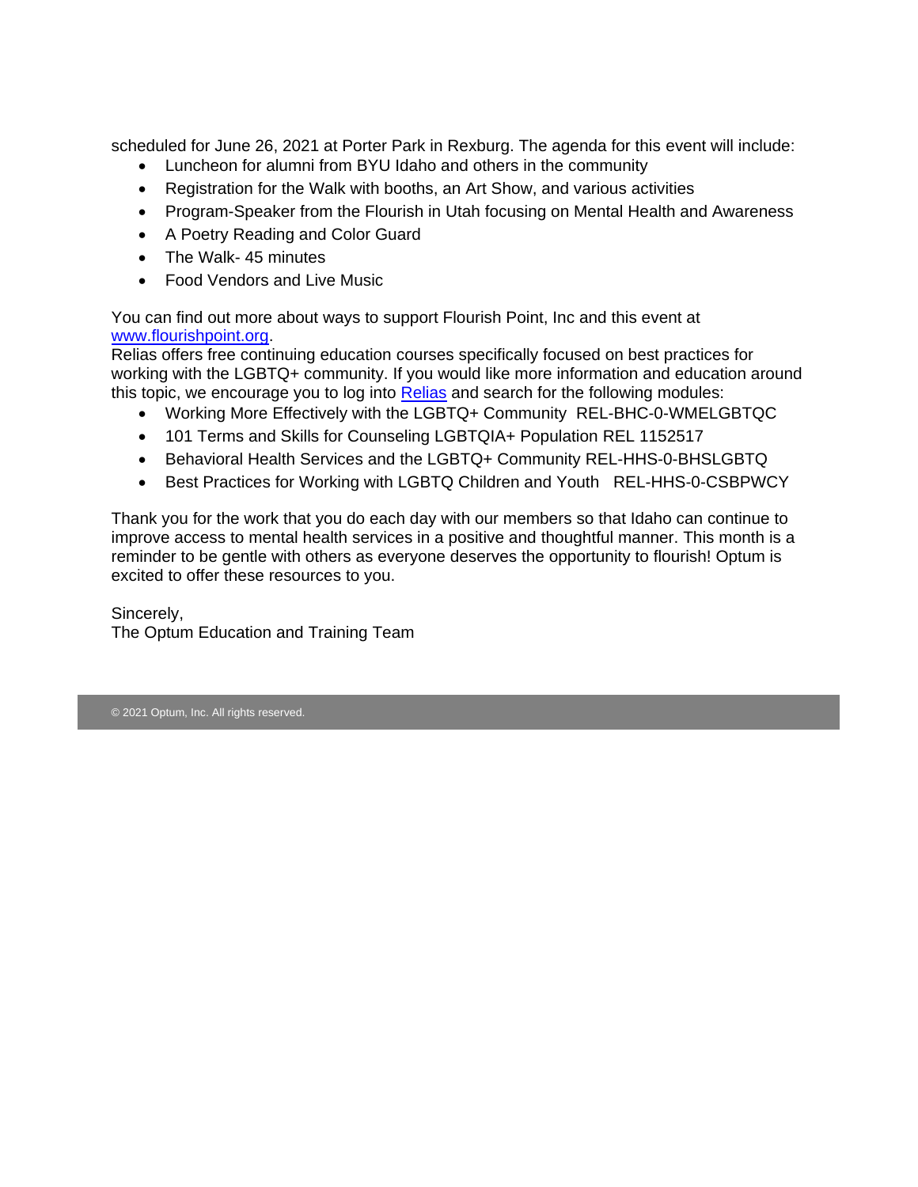scheduled for June 26, 2021 at Porter Park in Rexburg. The agenda for this event will include:

- Luncheon for alumni from BYU Idaho and others in the community
- Registration for the Walk with booths, an Art Show, and various activities
- Program-Speaker from the Flourish in Utah focusing on Mental Health and Awareness
- A Poetry Reading and Color Guard
- The Walk- 45 minutes
- Food Vendors and Live Music

You can find out more about ways to support Flourish Point, Inc and this event at [www.flourishpoint.org](www.flourishpoint.org).

Relias offers free continuing education courses specifically focused on best practices for working with the LGBTQ+ community. If you would like more information and education around this topic, we encourage you to log into Relias and search for the following modules:

- Working More Effectively with the LGBTQ+ Community REL-BHC-0-WMELGBTQC
- 101 Terms and Skills for Counseling LGBTQIA+ Population REL 1152517
- Behavioral Health Services and the LGBTQ+ Community REL-HHS-0-BHSLGBTQ
- Best Practices for Working with LGBTQ Children and Youth REL-HHS-0-CSBPWCY

Thank you for the work that you do each day with our members so that Idaho can continue to improve access to mental health services in a positive and thoughtful manner. This month is a reminder to be gentle with others as everyone deserves the opportunity to flourish! Optum is excited to offer these resources to you.

Sincerely,
The Optum Education and Training Team

© 2021 Optum, Inc. All rights reserved.